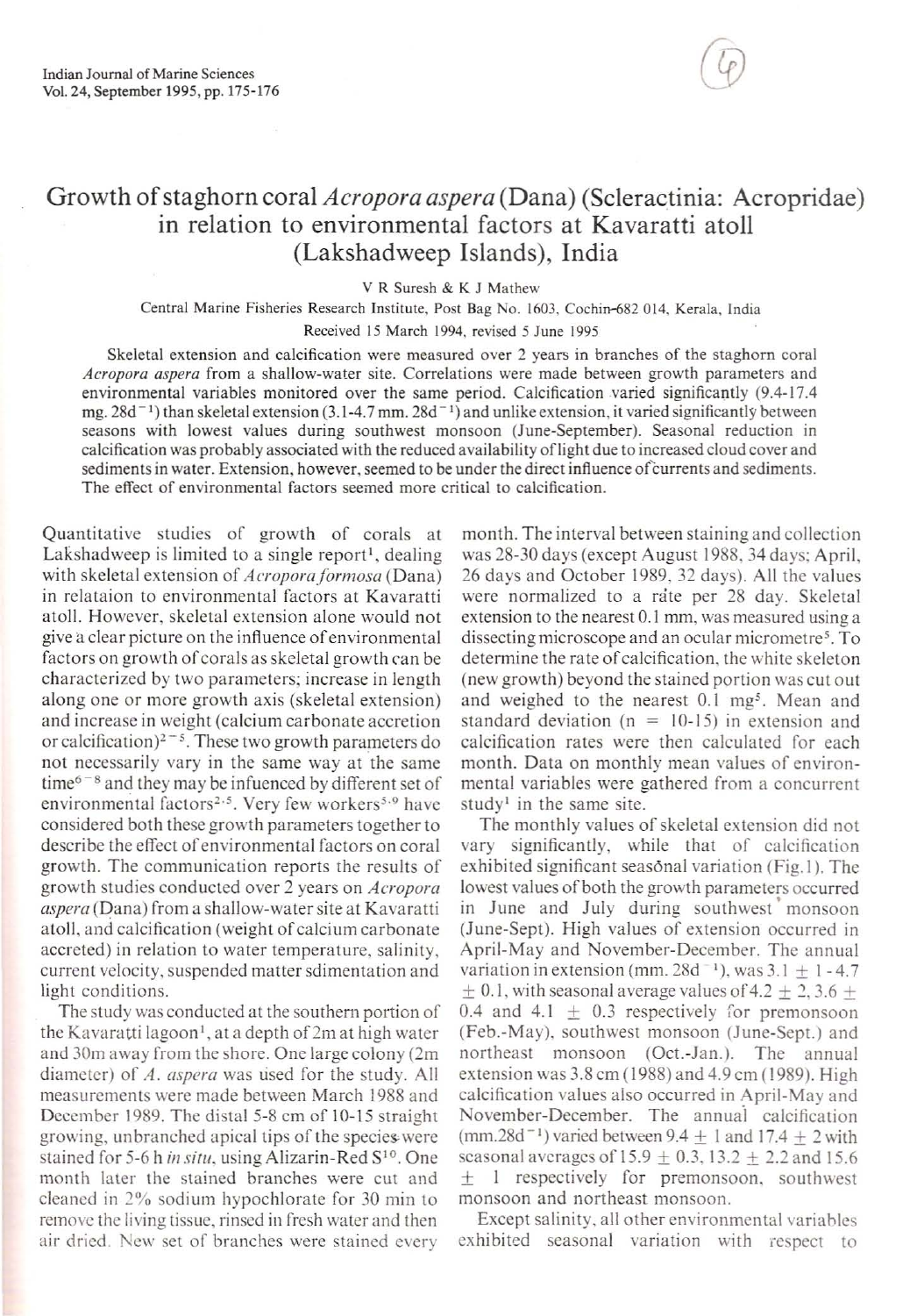# Growth of staghorn coral *Acropora aspera* (Dana) (Scleractinia: Acropridae) in relation to environmental factors at Kavaratti atoll (Lakshadweep Islands), India

V R Suresh & K J Mathew

Central Marine Fisheries Research Institute, Post Bag No. 1603, Cochin-682 014, Kerala, India

Received 15 March 1994, revised 5 June 1995

Skeletal extension and calcification were measured over 2 years in branches of the staghorn coral *Acropora aspera* from a shallow-water site. Correlations were made between growth parameters and environmental variables monitored over the same period. Calcification varied significantly (9.4-17.4 mg. $28d^{-1}$) than skeletal extension (3.1-4.7 mm. $28d^{-1}$) and unlike extension, it varied significantly between seasons with lowest values during southwest monsoon (June-September). Seasonal reduction in calcification was probably associated with the reduced availability of light due to increased cloud cover and sediments in water. Extension, however, seemed to be under the direct influence of currents and sediments. The effect of environmental factors seemed more critical to calcification.

Quantitative studies of growth of corals at Lakshadweep is limited to a single report[1], dealing with skeletal extension of *Acropora formosa* (Dana) in relataion to environmental factors at Kavaratti atoll. However, skeletal extension alone would not give a clear picture on the influence of environmental factors on growth of corals as skeletal growth can be characterized by two parameters; increase in length along one or more growth axis (skeletal extension) and increase in weight (calcium carbonate accretion or calcification)[2-5]. These two growth parameters do not necessarily vary in the same way at the same time[6-8] and they may be infuenced by different set of environmental factors[2,5]. Very few workers[5,9] have considered both these growth parameters together to describe the effect of environmental factors on coral growth. The communication reports the results of growth studies conducted over 2 years on *Acropora aspera* (Dana) from a shallow-water site at Kavaratti atoll, and calcification (weight of calcium carbonate accreted) in relation to water temperature, salinity, current velocity, suspended matter sdimentation and light conditions.

The study was conducted at the southern portion of the Kavaratti lagoon[1], at a depth of 2m at high water and 30m away from the shore. One large colony (2m diameter) of *A. aspera* was used for the study. All measurements were made between March 1988 and December 1989. The distal 5-8 cm of 10-15 straight growing, unbranched apical tips of the species were stained for 5-6 h *in situ*, using Alizarin-Red S[10]. One month later the stained branches were cut and cleaned in 2% sodium hypochlorate for 30 min to remove the living tissue, rinsed in fresh water and then air dried. New set of branches were stained every month. The interval between staining and collection was 28-30 days (except August 1988, 34 days; April, 26 days and October 1989, 32 days). All the values were normalized to a rate per 28 day. Skeletal extension to the nearest 0.1 mm, was measured using a dissecting microscope and an ocular micrometre[5]. To determine the rate of calcification, the white skeleton (new growth) beyond the stained portion was cut out and weighed to the nearest 0.1 mg[5]. Mean and standard deviation (n = 10-15) in extension and calcification rates were then calculated for each month. Data on monthly mean values of environmental variables were gathered from a concurrent study[1] in the same site.

The monthly values of skeletal extension did not vary significantly, while that of calcification exhibited significant seasonal variation (Fig. 1). The lowest values of both the growth parameters occurred in June and July during southwest monsoon (June-Sept). High values of extension occurred in April-May and November-December. The annual variation in extension (mm. $28d^{-1}$), was $3.1 \pm 1$ - $4.7 \pm 0.1$, with seasonal average values of $4.2 \pm 2$, $3.6 \pm 0.4$ and $4.1 \pm 0.3$ respectively for premonsoon (Feb.-May), southwest monsoon (June-Sept.) and northeast monsoon (Oct.-Jan.). The annual extension was 3.8 cm (1988) and 4.9 cm (1989). High calcification values also occurred in April-May and November-December. The annual calcification (mm.$28d^{-1}$) varied between $9.4 \pm 1$ and $17.4 \pm 2$ with seasonal averages of $15.9 \pm 0.3$, $13.2 \pm 2.2$ and $15.6 \pm 1$ respectively for premonsoon, southwest monsoon and northeast monsoon.

Except salinity, all other environmental variables exhibited seasonal variation with respect to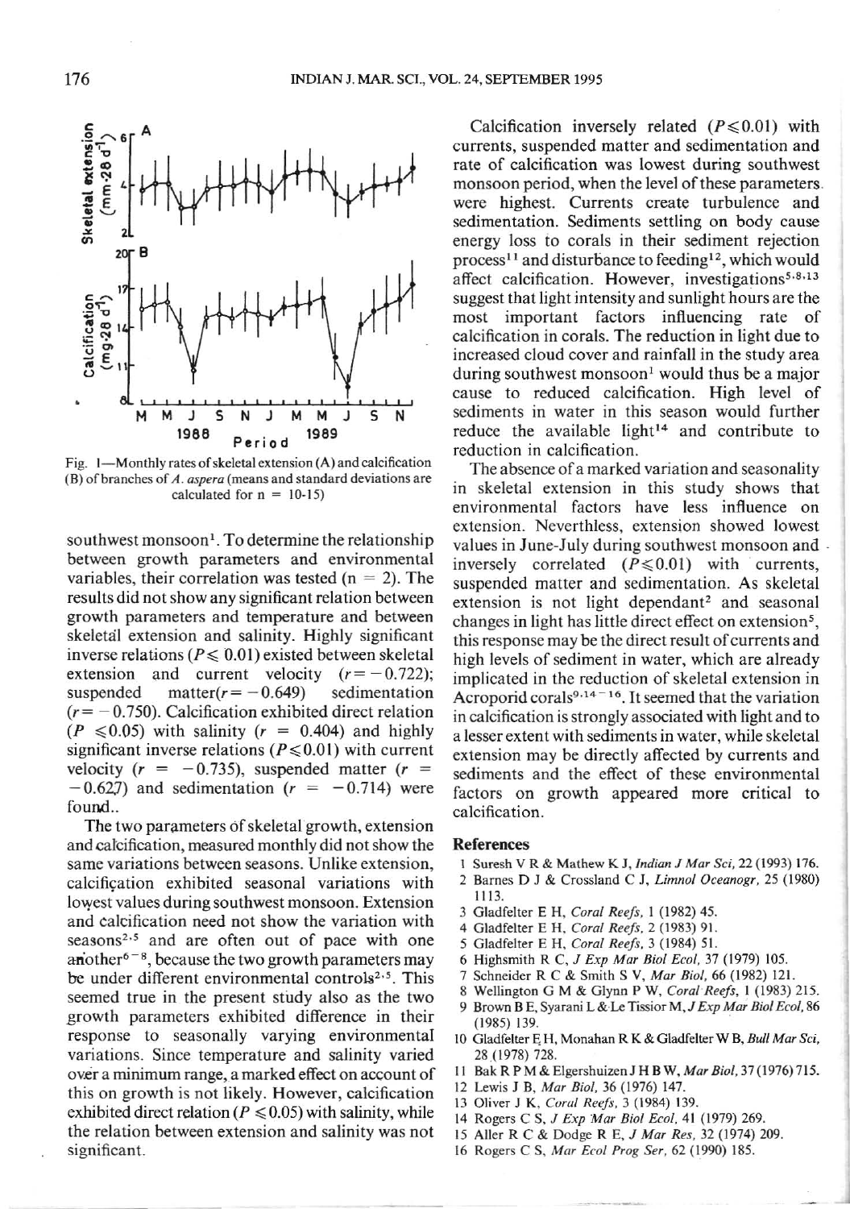A

Skeletal extension (mm·28 d⁻¹)

6

4

2

B

20

17

14

11

8

Calcification (mg·28 d⁻¹)

M M J S N J M M J S N

1988 Period 1989

Fig. 1—Monthly rates of skeletal extension (A) and calcification (B) of branches of *A. aspera* (means and standard deviations are calculated for n = 10-15)

southwest monsoon[1]. To determine the relationship between growth parameters and environmental variables, their correlation was tested (n = 2). The results did not show any significant relation between growth parameters and temperature and between skeletal extension and salinity. Highly significant inverse relations ($P \leqslant 0.01$) existed between skeletal extension and current velocity ($r = -0.722$); suspended matter($r = -0.649$) sedimentation ($r = -0.750$). Calcification exhibited direct relation ($P \leqslant 0.05$) with salinity ($r = 0.404$) and highly significant inverse relations ($P \leqslant 0.01$) with current velocity ($r = -0.735$), suspended matter ($r = -0.627$) and sedimentation ($r = -0.714$) were found..

The two parameters of skeletal growth, extension and calcification, measured monthly did not show the same variations between seasons. Unlike extension, calcification exhibited seasonal variations with lowest values during southwest monsoon. Extension and calcification need not show the variation with seasons[2,5] and are often out of pace with one another[6-8], because the two growth parameters may be under different environmental controls[2,5]. This seemed true in the present study also as the two growth parameters exhibited difference in their response to seasonally varying environmental variations. Since temperature and salinity varied over a minimum range, a marked effect on account of this on growth is not likely. However, calcification exhibited direct relation ($P \leqslant 0.05$) with salinity, while the relation between extension and salinity was not significant.

Calcification inversely related ($P \leqslant 0.01$) with currents, suspended matter and sedimentation and rate of calcification was lowest during southwest monsoon period, when the level of these parameters were highest. Currents create turbulence and sedimentation. Sediments settling on body cause energy loss to corals in their sediment rejection process[11] and disturbance to feeding[12], which would affect calcification. However, investigations[5,8,13] suggest that light intensity and sunlight hours are the most important factors influencing rate of calcification in corals. The reduction in light due to increased cloud cover and rainfall in the study area during southwest monsoon[1] would thus be a major cause to reduced calcification. High level of sediments in water in this season would further reduce the available light[14] and contribute to reduction in calcification.

The absence of a marked variation and seasonality in skeletal extension in this study shows that environmental factors have less influence on extension. Neverthless, extension showed lowest values in June-July during southwest monsoon and inversely correlated ($P \leqslant 0.01$) with currents, suspended matter and sedimentation. As skeletal extension is not light dependant[2] and seasonal changes in light has little direct effect on extension[5], this response may be the direct result of currents and high levels of sediment in water, which are already implicated in the reduction of skeletal extension in Acroporid corals[9,14-16]. It seemed that the variation in calcification is strongly associated with light and to a lesser extent with sediments in water, while skeletal extension may be directly affected by currents and sediments and the effect of these environmental factors on growth appeared more critical to calcification.

## References

1. Suresh V R & Mathew K J, *Indian J Mar Sci*, 22 (1993) 176.
2. Barnes D J & Crossland C J, *Limnol Oceanogr*, 25 (1980) 1113.
3. Gladfelter E H, *Coral Reefs*, 1 (1982) 45.
4. Gladfelter E H, *Coral Reefs*, 2 (1983) 91.
5. Gladfelter E H, *Coral Reefs*, 3 (1984) 51.
6. Highsmith R C, *J Exp Mar Biol Ecol*, 37 (1979) 105.
7. Schneider R C & Smith S V, *Mar Biol*, 66 (1982) 121.
8. Wellington G M & Glynn P W, *Coral Reefs*, 1 (1983) 215.
9. Brown B E, Syarani L & Le Tissior M, *J Exp Mar Biol Ecol*, 86 (1985) 139.
10. Gladfelter E H, Monahan R K & Gladfelter W B, *Bull Mar Sci*, 28 (1978) 728.
11. Bak R P M & Elgershuizen J H B W, *Mar Biol*, 37 (1976) 715.
12. Lewis J B, *Mar Biol*, 36 (1976) 147.
13. Oliver J K, *Coral Reefs*, 3 (1984) 139.
14. Rogers C S, *J Exp Mar Biol Ecol*, 41 (1979) 269.
15. Aller R C & Dodge R E, *J Mar Res*, 32 (1974) 209.
16. Rogers C S, *Mar Ecol Prog Ser*, 62 (1990) 185.